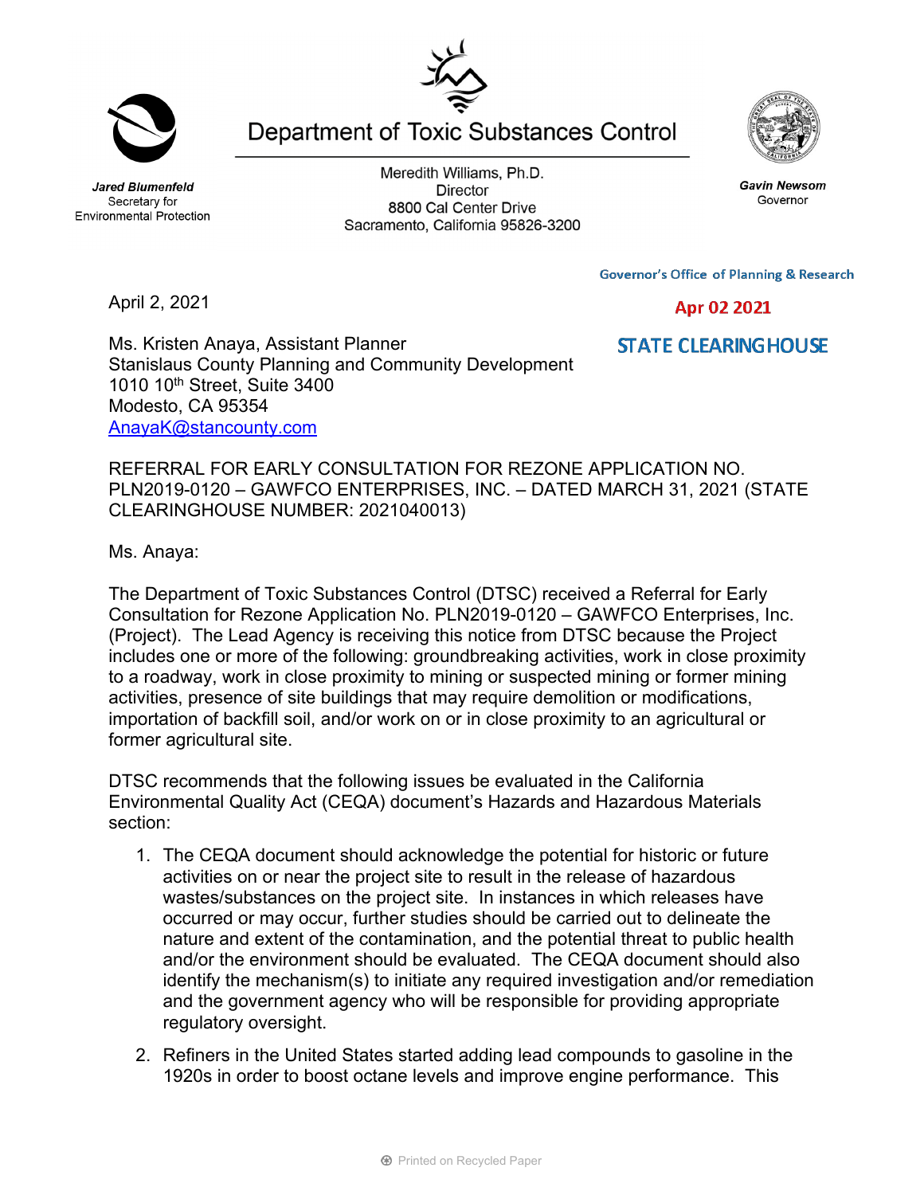Department of Toxic Substances Control

*Jared Blumenfeld*
Secretary for
Environmental Protection

Meredith Williams, Ph.D.
Director
8800 Cal Center Drive
Sacramento, California 95826-3200

*Gavin Newsom*
Governor

Governor's Office of Planning & Research

Apr 02 2021

STATE CLEARINGHOUSE

April 2, 2021

Ms. Kristen Anaya, Assistant Planner
Stanislaus County Planning and Community Development
1010 10th Street, Suite 3400
Modesto, CA 95354
AnayaK@stancounty.com

REFERRAL FOR EARLY CONSULTATION FOR REZONE APPLICATION NO. PLN2019-0120 – GAWFCO ENTERPRISES, INC. – DATED MARCH 31, 2021 (STATE CLEARINGHOUSE NUMBER: 2021040013)

Ms. Anaya:

The Department of Toxic Substances Control (DTSC) received a Referral for Early Consultation for Rezone Application No. PLN2019-0120 – GAWFCO Enterprises, Inc. (Project). The Lead Agency is receiving this notice from DTSC because the Project includes one or more of the following: groundbreaking activities, work in close proximity to a roadway, work in close proximity to mining or suspected mining or former mining activities, presence of site buildings that may require demolition or modifications, importation of backfill soil, and/or work on or in close proximity to an agricultural or former agricultural site.

DTSC recommends that the following issues be evaluated in the California Environmental Quality Act (CEQA) document's Hazards and Hazardous Materials section:

1. The CEQA document should acknowledge the potential for historic or future activities on or near the project site to result in the release of hazardous wastes/substances on the project site. In instances in which releases have occurred or may occur, further studies should be carried out to delineate the nature and extent of the contamination, and the potential threat to public health and/or the environment should be evaluated. The CEQA document should also identify the mechanism(s) to initiate any required investigation and/or remediation and the government agency who will be responsible for providing appropriate regulatory oversight.
2. Refiners in the United States started adding lead compounds to gasoline in the 1920s in order to boost octane levels and improve engine performance. This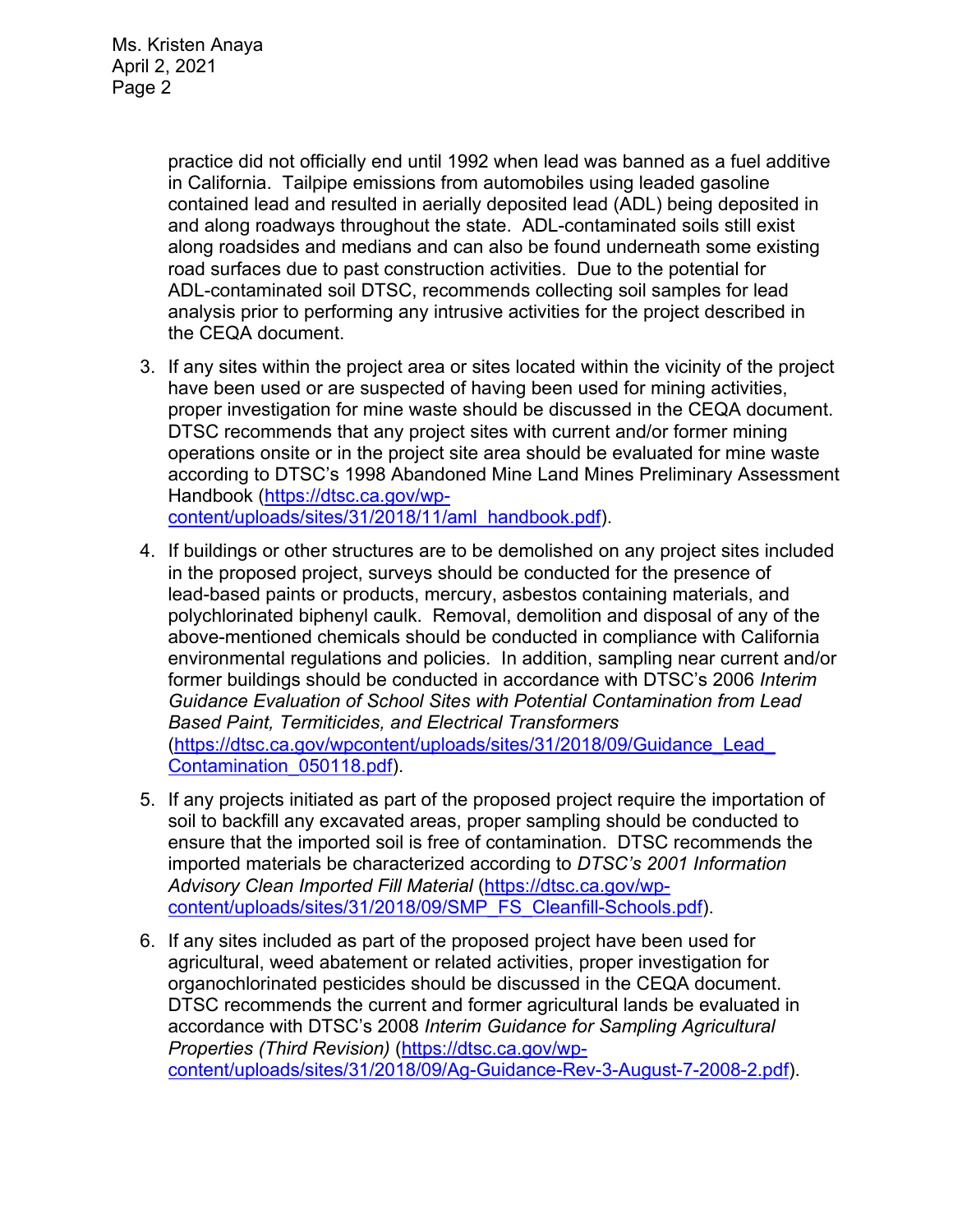practice did not officially end until 1992 when lead was banned as a fuel additive in California. Tailpipe emissions from automobiles using leaded gasoline contained lead and resulted in aerially deposited lead (ADL) being deposited in and along roadways throughout the state. ADL-contaminated soils still exist along roadsides and medians and can also be found underneath some existing road surfaces due to past construction activities. Due to the potential for ADL-contaminated soil DTSC, recommends collecting soil samples for lead analysis prior to performing any intrusive activities for the project described in the CEQA document.

3. If any sites within the project area or sites located within the vicinity of the project have been used or are suspected of having been used for mining activities, proper investigation for mine waste should be discussed in the CEQA document. DTSC recommends that any project sites with current and/or former mining operations onsite or in the project site area should be evaluated for mine waste according to DTSC's 1998 Abandoned Mine Land Mines Preliminary Assessment Handbook (https://dtsc.ca.gov/wp-content/uploads/sites/31/2018/11/aml_handbook.pdf).

4. If buildings or other structures are to be demolished on any project sites included in the proposed project, surveys should be conducted for the presence of lead-based paints or products, mercury, asbestos containing materials, and polychlorinated biphenyl caulk. Removal, demolition and disposal of any of the above-mentioned chemicals should be conducted in compliance with California environmental regulations and policies. In addition, sampling near current and/or former buildings should be conducted in accordance with DTSC's 2006 *Interim Guidance Evaluation of School Sites with Potential Contamination from Lead Based Paint, Termiticides, and Electrical Transformers* (https://dtsc.ca.gov/wpcontent/uploads/sites/31/2018/09/Guidance_Lead_Contamination_050118.pdf).

5. If any projects initiated as part of the proposed project require the importation of soil to backfill any excavated areas, proper sampling should be conducted to ensure that the imported soil is free of contamination. DTSC recommends the imported materials be characterized according to *DTSC's 2001 Information Advisory Clean Imported Fill Material* (https://dtsc.ca.gov/wp-content/uploads/sites/31/2018/09/SMP_FS_Cleanfill-Schools.pdf).

6. If any sites included as part of the proposed project have been used for agricultural, weed abatement or related activities, proper investigation for organochlorinated pesticides should be discussed in the CEQA document. DTSC recommends the current and former agricultural lands be evaluated in accordance with DTSC's 2008 *Interim Guidance for Sampling Agricultural Properties (Third Revision)* (https://dtsc.ca.gov/wp-content/uploads/sites/31/2018/09/Ag-Guidance-Rev-3-August-7-2008-2.pdf).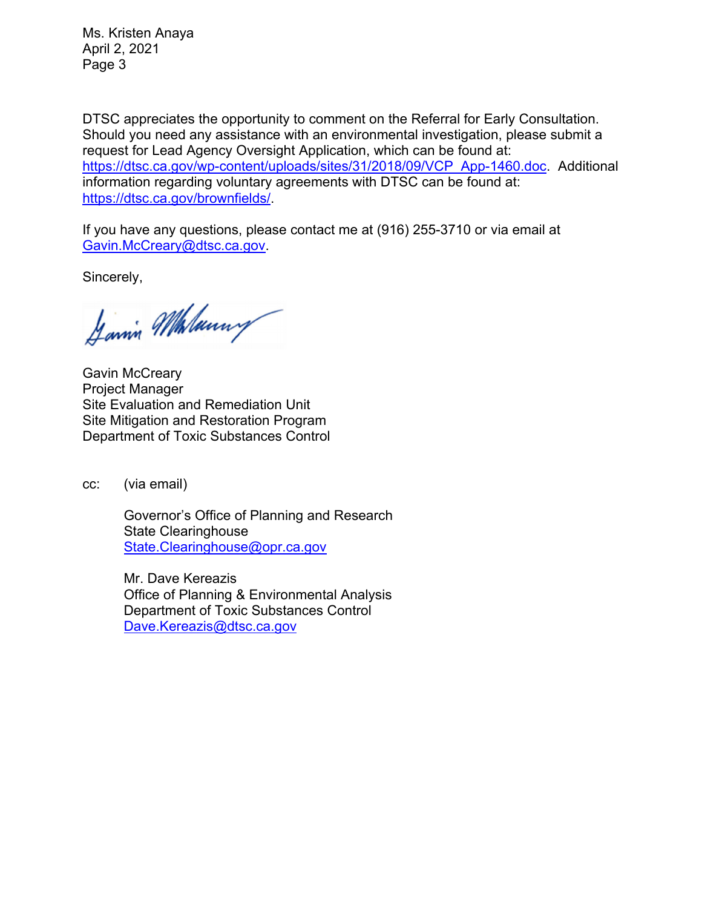Ms. Kristen Anaya
April 2, 2021

DTSC appreciates the opportunity to comment on the Referral for Early Consultation. Should you need any assistance with an environmental investigation, please submit a request for Lead Agency Oversight Application, which can be found at: https://dtsc.ca.gov/wp-content/uploads/sites/31/2018/09/VCP_App-1460.doc. Additional information regarding voluntary agreements with DTSC can be found at: https://dtsc.ca.gov/brownfields/.

If you have any questions, please contact me at (916) 255-3710 or via email at Gavin.McCreary@dtsc.ca.gov.

Sincerely,

Gavin McCreary
Project Manager
Site Evaluation and Remediation Unit
Site Mitigation and Restoration Program
Department of Toxic Substances Control

cc: (via email)

Governor's Office of Planning and Research
State Clearinghouse
State.Clearinghouse@opr.ca.gov

Mr. Dave Kereazis
Office of Planning & Environmental Analysis
Department of Toxic Substances Control
Dave.Kereazis@dtsc.ca.gov